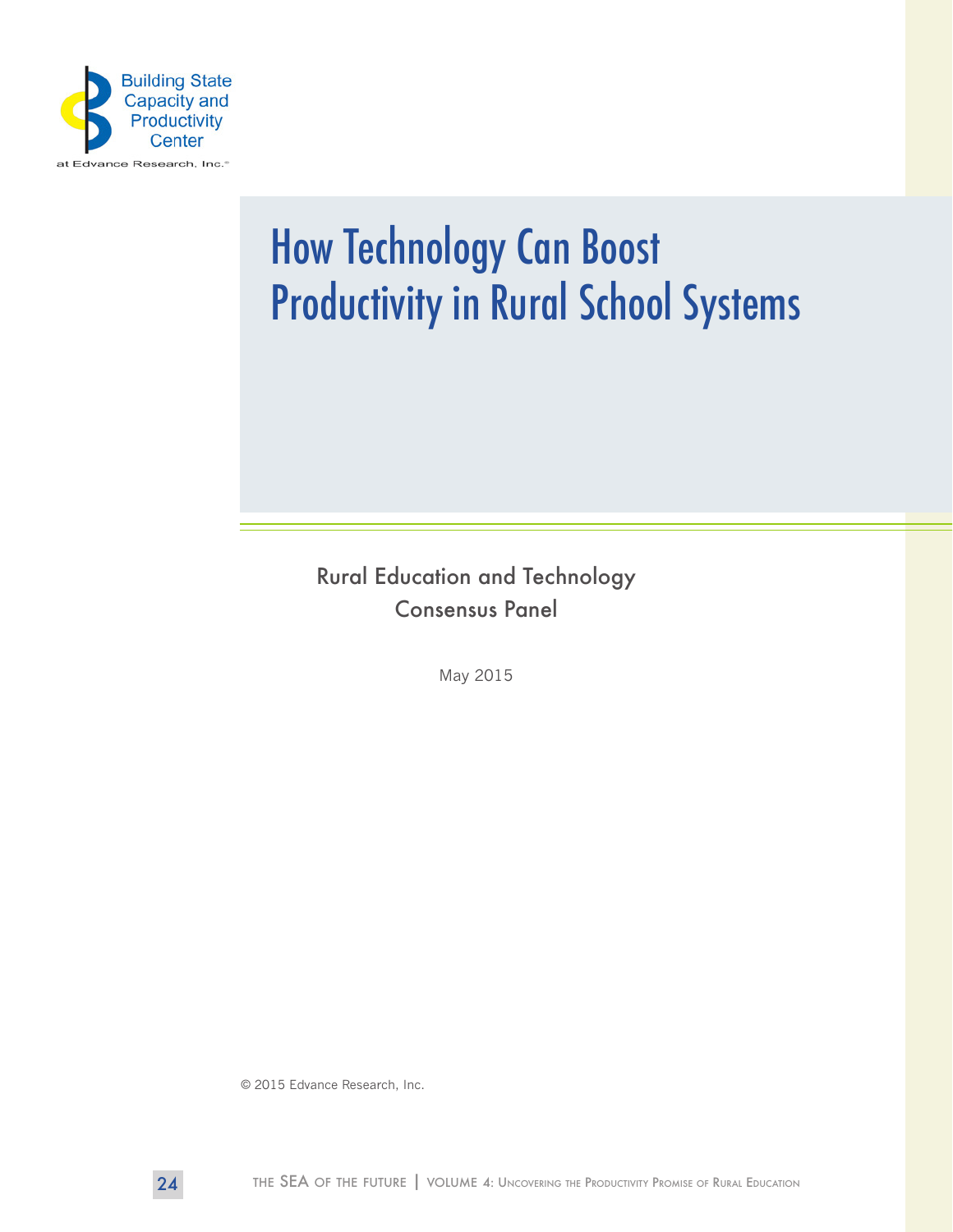Building State Capacity and Productivity Center

at Edvance Research, Inc.®

# How Technology Can Boost Productivity in Rural School Systems

Rural Education and Technology Consensus Panel

May 2015

© 2015 Edvance Research, Inc.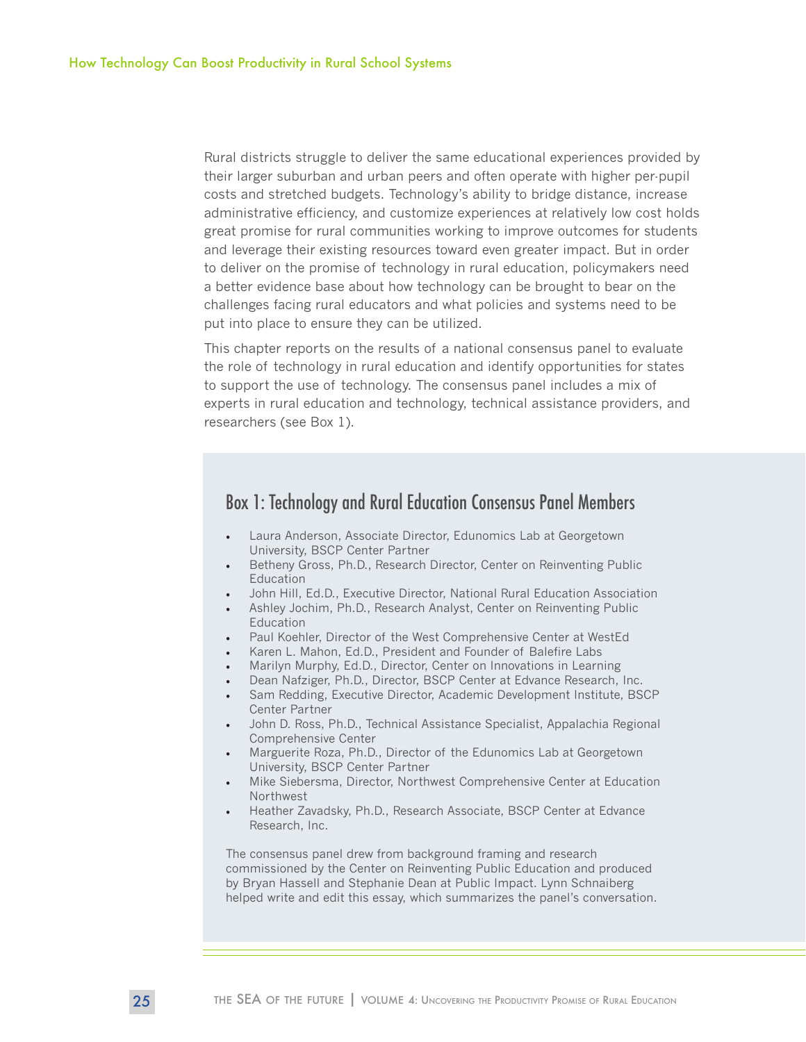Rural districts struggle to deliver the same educational experiences provided by their larger suburban and urban peers and often operate with higher per-pupil costs and stretched budgets. Technology's ability to bridge distance, increase administrative efficiency, and customize experiences at relatively low cost holds great promise for rural communities working to improve outcomes for students and leverage their existing resources toward even greater impact. But in order to deliver on the promise of technology in rural education, policymakers need a better evidence base about how technology can be brought to bear on the challenges facing rural educators and what policies and systems need to be put into place to ensure they can be utilized.

This chapter reports on the results of a national consensus panel to evaluate the role of technology in rural education and identify opportunities for states to support the use of technology. The consensus panel includes a mix of experts in rural education and technology, technical assistance providers, and researchers (see Box 1).

## Box 1: Technology and Rural Education Consensus Panel Members

- Laura Anderson, Associate Director, Edunomics Lab at Georgetown University, BSCP Center Partner
- Betheny Gross, Ph.D., Research Director, Center on Reinventing Public Education
- John Hill, Ed.D., Executive Director, National Rural Education Association
- Ashley Jochim, Ph.D., Research Analyst, Center on Reinventing Public Education
- Paul Koehler, Director of the West Comprehensive Center at WestEd
- Karen L. Mahon, Ed.D., President and Founder of Balefire Labs
- Marilyn Murphy, Ed.D., Director, Center on Innovations in Learning
- Dean Nafziger, Ph.D., Director, BSCP Center at Edvance Research, Inc.
- Sam Redding, Executive Director, Academic Development Institute, BSCP Center Partner
- John D. Ross, Ph.D., Technical Assistance Specialist, Appalachia Regional Comprehensive Center
- Marguerite Roza, Ph.D., Director of the Edunomics Lab at Georgetown University, BSCP Center Partner
- Mike Siebersma, Director, Northwest Comprehensive Center at Education Northwest
- Heather Zavadsky, Ph.D., Research Associate, BSCP Center at Edvance Research, Inc.

The consensus panel drew from background framing and research commissioned by the Center on Reinventing Public Education and produced by Bryan Hassell and Stephanie Dean at Public Impact. Lynn Schnaiberg helped write and edit this essay, which summarizes the panel's conversation.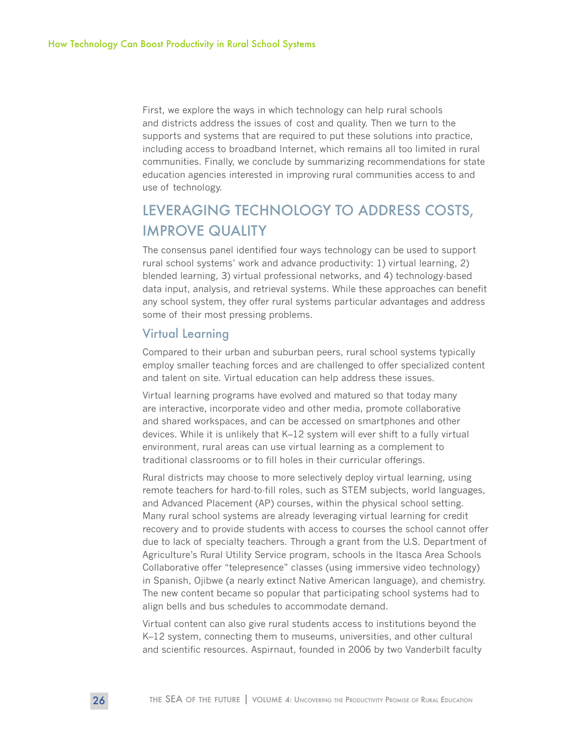First, we explore the ways in which technology can help rural schools and districts address the issues of cost and quality. Then we turn to the supports and systems that are required to put these solutions into practice, including access to broadband Internet, which remains all too limited in rural communities. Finally, we conclude by summarizing recommendations for state education agencies interested in improving rural communities access to and use of technology.

## LEVERAGING TECHNOLOGY TO ADDRESS COSTS, IMPROVE QUALITY

The consensus panel identified four ways technology can be used to support rural school systems' work and advance productivity: 1) virtual learning, 2) blended learning, 3) virtual professional networks, and 4) technology-based data input, analysis, and retrieval systems. While these approaches can benefit any school system, they offer rural systems particular advantages and address some of their most pressing problems.

### Virtual Learning

Compared to their urban and suburban peers, rural school systems typically employ smaller teaching forces and are challenged to offer specialized content and talent on site. Virtual education can help address these issues.

Virtual learning programs have evolved and matured so that today many are interactive, incorporate video and other media, promote collaborative and shared workspaces, and can be accessed on smartphones and other devices. While it is unlikely that K–12 system will ever shift to a fully virtual environment, rural areas can use virtual learning as a complement to traditional classrooms or to fill holes in their curricular offerings.

Rural districts may choose to more selectively deploy virtual learning, using remote teachers for hard-to-fill roles, such as STEM subjects, world languages, and Advanced Placement (AP) courses, within the physical school setting. Many rural school systems are already leveraging virtual learning for credit recovery and to provide students with access to courses the school cannot offer due to lack of specialty teachers. Through a grant from the U.S. Department of Agriculture's Rural Utility Service program, schools in the Itasca Area Schools Collaborative offer "telepresence" classes (using immersive video technology) in Spanish, Ojibwe (a nearly extinct Native American language), and chemistry. The new content became so popular that participating school systems had to align bells and bus schedules to accommodate demand.

Virtual content can also give rural students access to institutions beyond the K–12 system, connecting them to museums, universities, and other cultural and scientific resources. Aspirnaut, founded in 2006 by two Vanderbilt faculty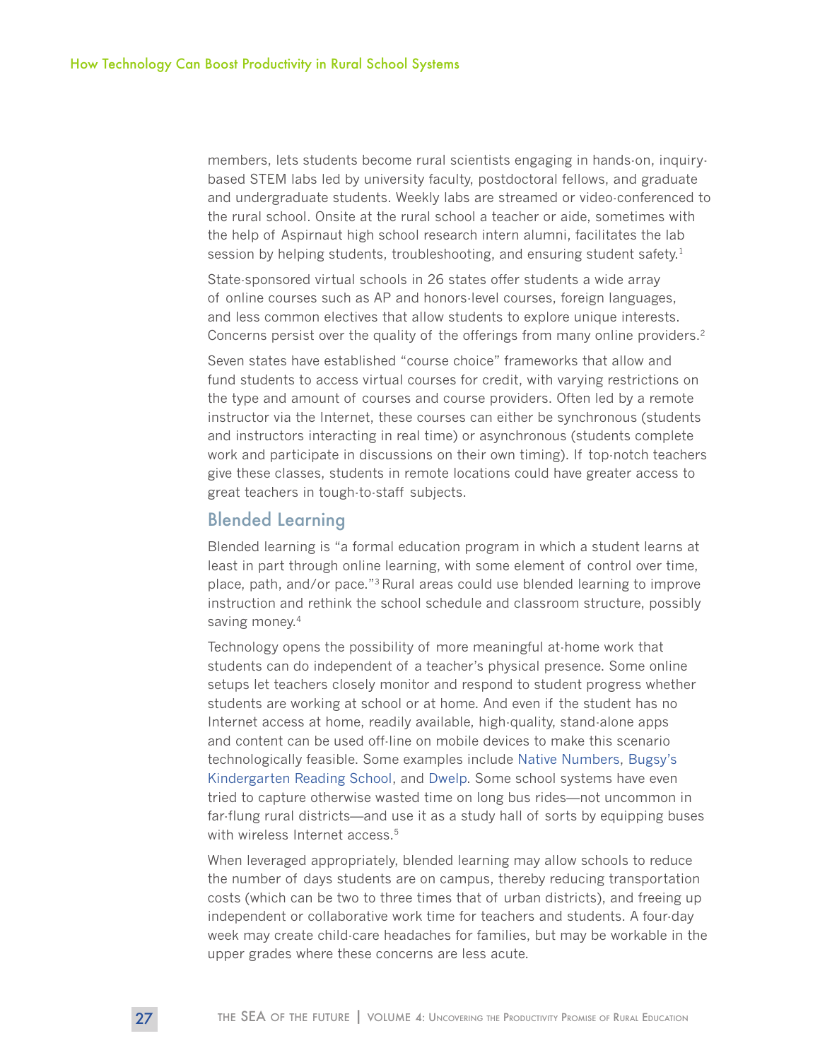members, lets students become rural scientists engaging in hands-on, inquiry-based STEM labs led by university faculty, postdoctoral fellows, and graduate and undergraduate students. Weekly labs are streamed or video-conferenced to the rural school. Onsite at the rural school a teacher or aide, sometimes with the help of Aspirnaut high school research intern alumni, facilitates the lab session by helping students, troubleshooting, and ensuring student safety.[1]

State-sponsored virtual schools in 26 states offer students a wide array of online courses such as AP and honors-level courses, foreign languages, and less common electives that allow students to explore unique interests. Concerns persist over the quality of the offerings from many online providers.[2]

Seven states have established "course choice" frameworks that allow and fund students to access virtual courses for credit, with varying restrictions on the type and amount of courses and course providers. Often led by a remote instructor via the Internet, these courses can either be synchronous (students and instructors interacting in real time) or asynchronous (students complete work and participate in discussions on their own timing). If top-notch teachers give these classes, students in remote locations could have greater access to great teachers in tough-to-staff subjects.

## Blended Learning

Blended learning is "a formal education program in which a student learns at least in part through online learning, with some element of control over time, place, path, and/or pace."[3] Rural areas could use blended learning to improve instruction and rethink the school schedule and classroom structure, possibly saving money.[4]

Technology opens the possibility of more meaningful at-home work that students can do independent of a teacher's physical presence. Some online setups let teachers closely monitor and respond to student progress whether students are working at school or at home. And even if the student has no Internet access at home, readily available, high-quality, stand-alone apps and content can be used off-line on mobile devices to make this scenario technologically feasible. Some examples include Native Numbers, Bugsy's Kindergarten Reading School, and Dwelp. Some school systems have even tried to capture otherwise wasted time on long bus rides—not uncommon in far-flung rural districts—and use it as a study hall of sorts by equipping buses with wireless Internet access.[5]

When leveraged appropriately, blended learning may allow schools to reduce the number of days students are on campus, thereby reducing transportation costs (which can be two to three times that of urban districts), and freeing up independent or collaborative work time for teachers and students. A four-day week may create child-care headaches for families, but may be workable in the upper grades where these concerns are less acute.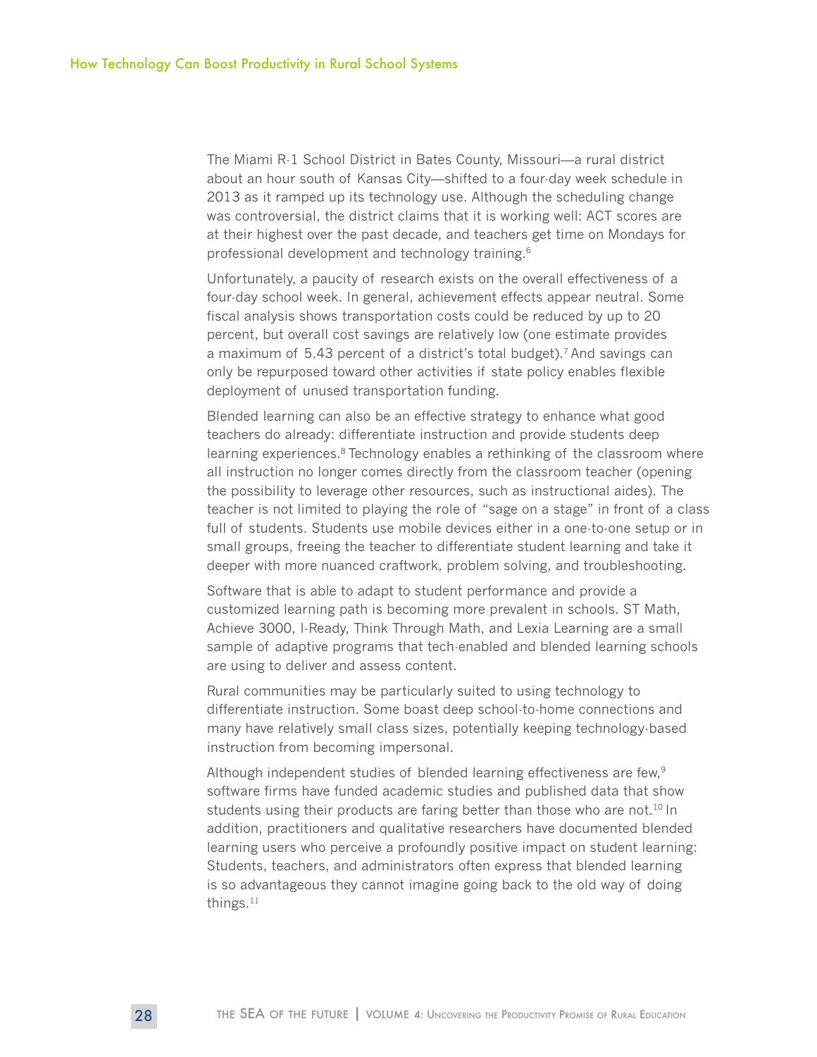The Miami R-1 School District in Bates County, Missouri—a rural district about an hour south of Kansas City—shifted to a four-day week schedule in 2013 as it ramped up its technology use. Although the scheduling change was controversial, the district claims that it is working well: ACT scores are at their highest over the past decade, and teachers get time on Mondays for professional development and technology training.[6]

Unfortunately, a paucity of research exists on the overall effectiveness of a four-day school week. In general, achievement effects appear neutral. Some fiscal analysis shows transportation costs could be reduced by up to 20 percent, but overall cost savings are relatively low (one estimate provides a maximum of 5.43 percent of a district's total budget).[7] And savings can only be repurposed toward other activities if state policy enables flexible deployment of unused transportation funding.

Blended learning can also be an effective strategy to enhance what good teachers do already: differentiate instruction and provide students deep learning experiences.[8] Technology enables a rethinking of the classroom where all instruction no longer comes directly from the classroom teacher (opening the possibility to leverage other resources, such as instructional aides). The teacher is not limited to playing the role of "sage on a stage" in front of a class full of students. Students use mobile devices either in a one-to-one setup or in small groups, freeing the teacher to differentiate student learning and take it deeper with more nuanced craftwork, problem solving, and troubleshooting.

Software that is able to adapt to student performance and provide a customized learning path is becoming more prevalent in schools. ST Math, Achieve 3000, I-Ready, Think Through Math, and Lexia Learning are a small sample of adaptive programs that tech-enabled and blended learning schools are using to deliver and assess content.

Rural communities may be particularly suited to using technology to differentiate instruction. Some boast deep school-to-home connections and many have relatively small class sizes, potentially keeping technology-based instruction from becoming impersonal.

Although independent studies of blended learning effectiveness are few,[9] software firms have funded academic studies and published data that show students using their products are faring better than those who are not.[10] In addition, practitioners and qualitative researchers have documented blended learning users who perceive a profoundly positive impact on student learning: Students, teachers, and administrators often express that blended learning is so advantageous they cannot imagine going back to the old way of doing things.[11]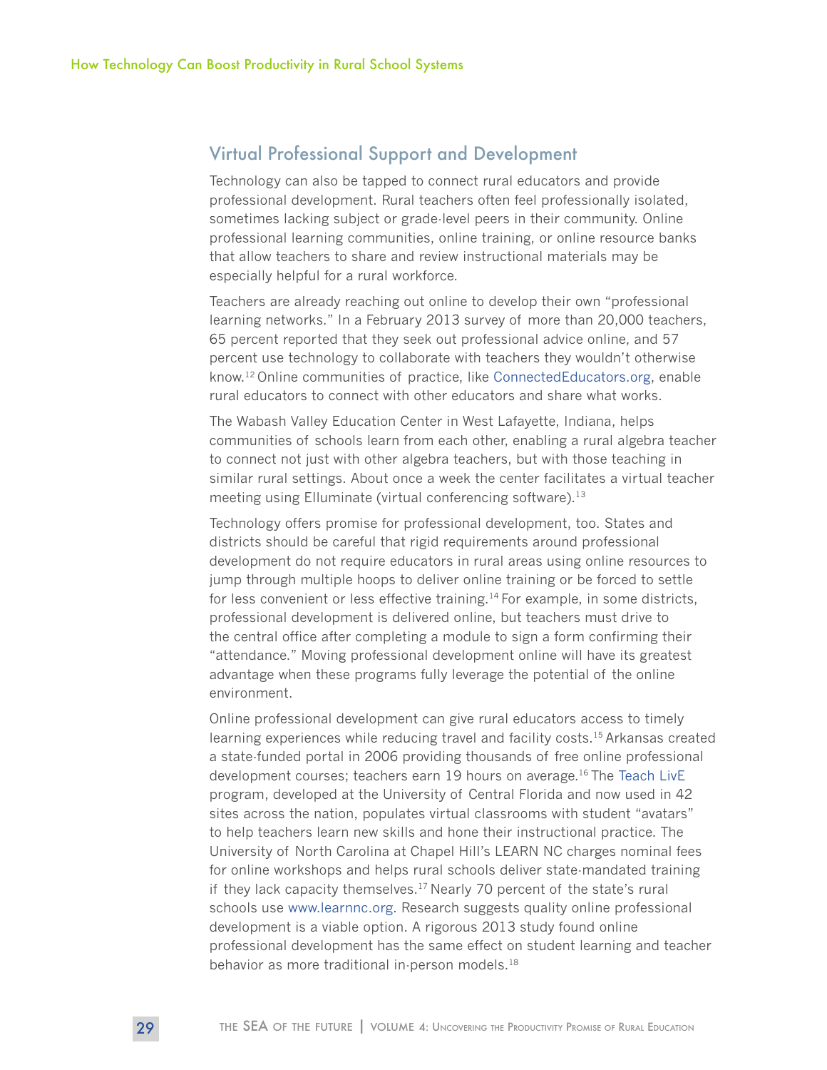## Virtual Professional Support and Development

Technology can also be tapped to connect rural educators and provide professional development. Rural teachers often feel professionally isolated, sometimes lacking subject or grade-level peers in their community. Online professional learning communities, online training, or online resource banks that allow teachers to share and review instructional materials may be especially helpful for a rural workforce.

Teachers are already reaching out online to develop their own "professional learning networks." In a February 2013 survey of more than 20,000 teachers, 65 percent reported that they seek out professional advice online, and 57 percent use technology to collaborate with teachers they wouldn't otherwise know.[12] Online communities of practice, like ConnectedEducators.org, enable rural educators to connect with other educators and share what works.

The Wabash Valley Education Center in West Lafayette, Indiana, helps communities of schools learn from each other, enabling a rural algebra teacher to connect not just with other algebra teachers, but with those teaching in similar rural settings. About once a week the center facilitates a virtual teacher meeting using Elluminate (virtual conferencing software).[13]

Technology offers promise for professional development, too. States and districts should be careful that rigid requirements around professional development do not require educators in rural areas using online resources to jump through multiple hoops to deliver online training or be forced to settle for less convenient or less effective training.[14] For example, in some districts, professional development is delivered online, but teachers must drive to the central office after completing a module to sign a form confirming their "attendance." Moving professional development online will have its greatest advantage when these programs fully leverage the potential of the online environment.

Online professional development can give rural educators access to timely learning experiences while reducing travel and facility costs.[15] Arkansas created a state-funded portal in 2006 providing thousands of free online professional development courses; teachers earn 19 hours on average.[16] The Teach LivE program, developed at the University of Central Florida and now used in 42 sites across the nation, populates virtual classrooms with student "avatars" to help teachers learn new skills and hone their instructional practice. The University of North Carolina at Chapel Hill's LEARN NC charges nominal fees for online workshops and helps rural schools deliver state-mandated training if they lack capacity themselves.[17] Nearly 70 percent of the state's rural schools use www.learnnc.org. Research suggests quality online professional development is a viable option. A rigorous 2013 study found online professional development has the same effect on student learning and teacher behavior as more traditional in-person models.[18]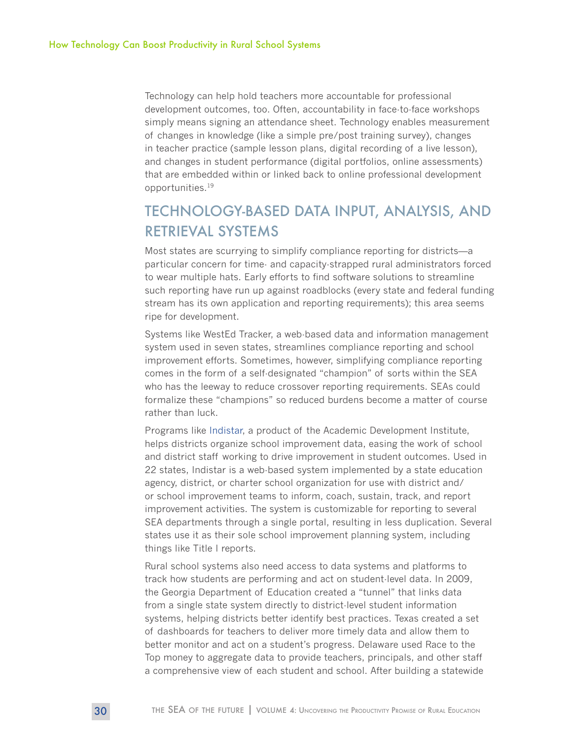Technology can help hold teachers more accountable for professional development outcomes, too. Often, accountability in face-to-face workshops simply means signing an attendance sheet. Technology enables measurement of changes in knowledge (like a simple pre/post training survey), changes in teacher practice (sample lesson plans, digital recording of a live lesson), and changes in student performance (digital portfolios, online assessments) that are embedded within or linked back to online professional development opportunities.[19]

## TECHNOLOGY-BASED DATA INPUT, ANALYSIS, AND RETRIEVAL SYSTEMS

Most states are scurrying to simplify compliance reporting for districts—a particular concern for time- and capacity-strapped rural administrators forced to wear multiple hats. Early efforts to find software solutions to streamline such reporting have run up against roadblocks (every state and federal funding stream has its own application and reporting requirements); this area seems ripe for development.

Systems like WestEd Tracker, a web-based data and information management system used in seven states, streamlines compliance reporting and school improvement efforts. Sometimes, however, simplifying compliance reporting comes in the form of a self-designated "champion" of sorts within the SEA who has the leeway to reduce crossover reporting requirements. SEAs could formalize these "champions" so reduced burdens become a matter of course rather than luck.

Programs like Indistar, a product of the Academic Development Institute, helps districts organize school improvement data, easing the work of school and district staff working to drive improvement in student outcomes. Used in 22 states, Indistar is a web-based system implemented by a state education agency, district, or charter school organization for use with district and/or school improvement teams to inform, coach, sustain, track, and report improvement activities. The system is customizable for reporting to several SEA departments through a single portal, resulting in less duplication. Several states use it as their sole school improvement planning system, including things like Title I reports.

Rural school systems also need access to data systems and platforms to track how students are performing and act on student-level data. In 2009, the Georgia Department of Education created a "tunnel" that links data from a single state system directly to district-level student information systems, helping districts better identify best practices. Texas created a set of dashboards for teachers to deliver more timely data and allow them to better monitor and act on a student's progress. Delaware used Race to the Top money to aggregate data to provide teachers, principals, and other staff a comprehensive view of each student and school. After building a statewide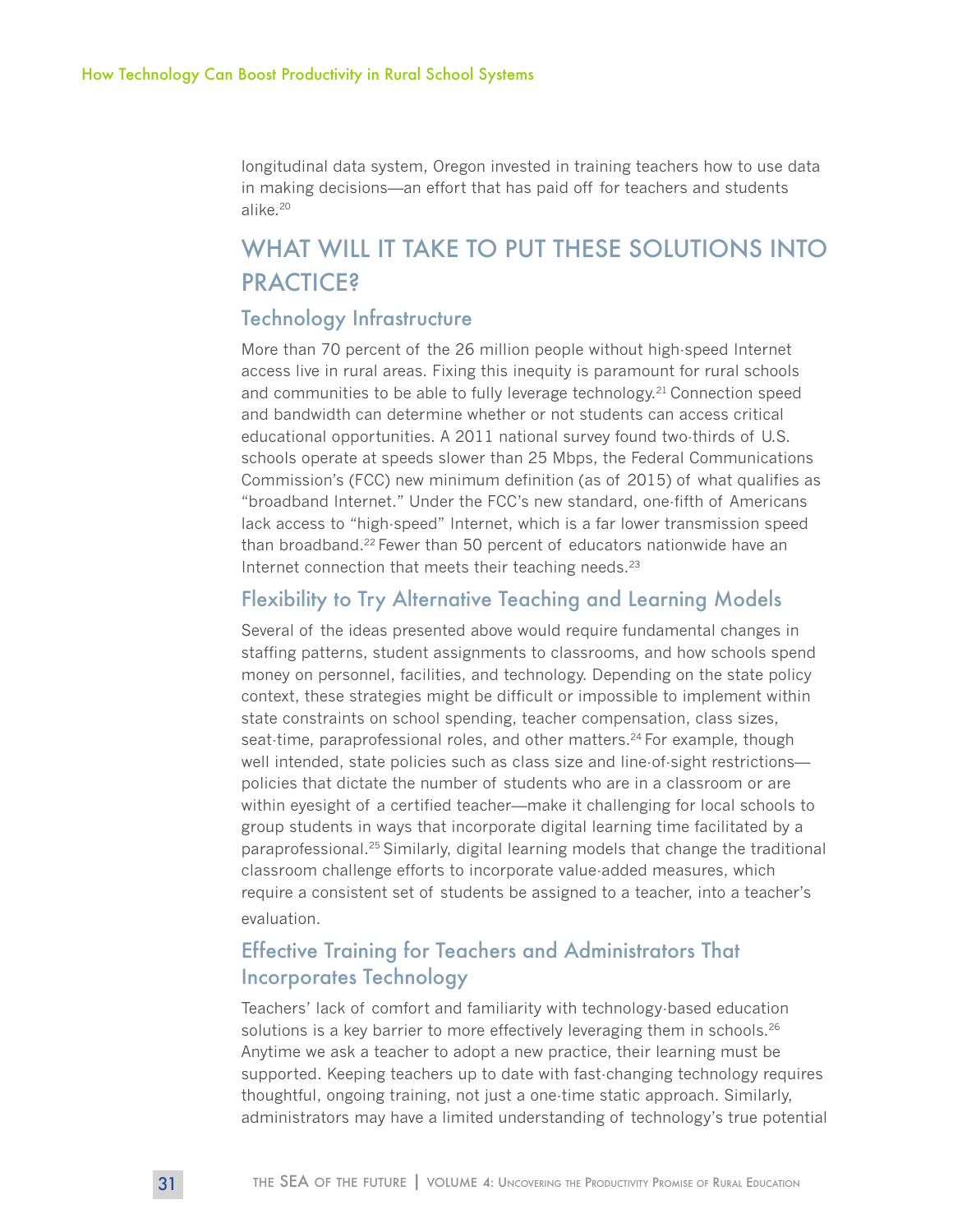longitudinal data system, Oregon invested in training teachers how to use data in making decisions—an effort that has paid off for teachers and students alike.[20]

## WHAT WILL IT TAKE TO PUT THESE SOLUTIONS INTO PRACTICE?

### Technology Infrastructure

More than 70 percent of the 26 million people without high-speed Internet access live in rural areas. Fixing this inequity is paramount for rural schools and communities to be able to fully leverage technology.[21] Connection speed and bandwidth can determine whether or not students can access critical educational opportunities. A 2011 national survey found two-thirds of U.S. schools operate at speeds slower than 25 Mbps, the Federal Communications Commission's (FCC) new minimum definition (as of 2015) of what qualifies as "broadband Internet." Under the FCC's new standard, one-fifth of Americans lack access to "high-speed" Internet, which is a far lower transmission speed than broadband.[22] Fewer than 50 percent of educators nationwide have an Internet connection that meets their teaching needs.[23]

### Flexibility to Try Alternative Teaching and Learning Models

Several of the ideas presented above would require fundamental changes in staffing patterns, student assignments to classrooms, and how schools spend money on personnel, facilities, and technology. Depending on the state policy context, these strategies might be difficult or impossible to implement within state constraints on school spending, teacher compensation, class sizes, seat-time, paraprofessional roles, and other matters.[24] For example, though well intended, state policies such as class size and line-of-sight restrictions—policies that dictate the number of students who are in a classroom or are within eyesight of a certified teacher—make it challenging for local schools to group students in ways that incorporate digital learning time facilitated by a paraprofessional.[25] Similarly, digital learning models that change the traditional classroom challenge efforts to incorporate value-added measures, which require a consistent set of students be assigned to a teacher, into a teacher's evaluation.

### Effective Training for Teachers and Administrators That Incorporates Technology

Teachers' lack of comfort and familiarity with technology-based education solutions is a key barrier to more effectively leveraging them in schools.[26] Anytime we ask a teacher to adopt a new practice, their learning must be supported. Keeping teachers up to date with fast-changing technology requires thoughtful, ongoing training, not just a one-time static approach. Similarly, administrators may have a limited understanding of technology's true potential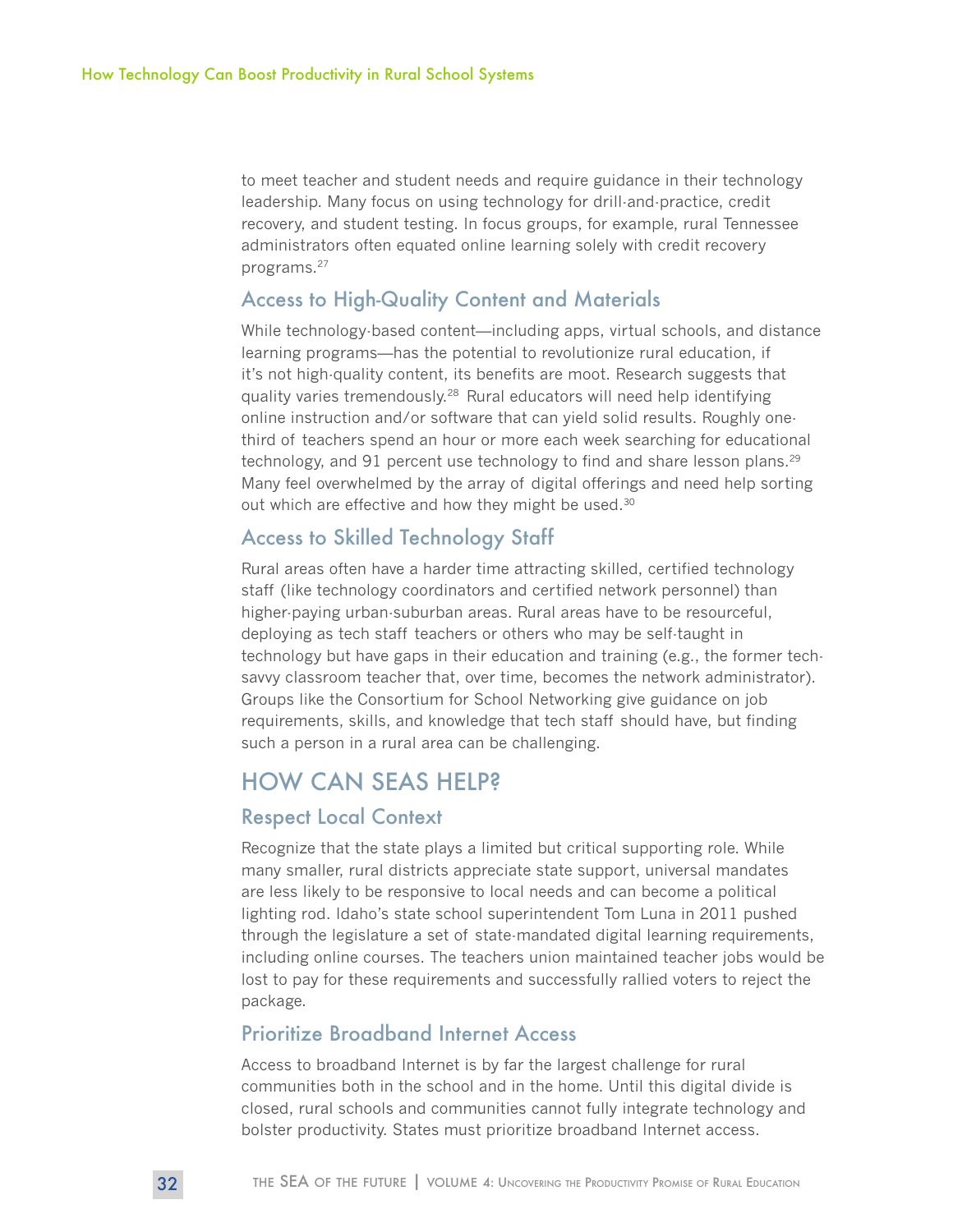to meet teacher and student needs and require guidance in their technology leadership. Many focus on using technology for drill-and-practice, credit recovery, and student testing. In focus groups, for example, rural Tennessee administrators often equated online learning solely with credit recovery programs.[27]

### Access to High-Quality Content and Materials

While technology-based content—including apps, virtual schools, and distance learning programs—has the potential to revolutionize rural education, if it's not high-quality content, its benefits are moot. Research suggests that quality varies tremendously.[28] Rural educators will need help identifying online instruction and/or software that can yield solid results. Roughly one-third of teachers spend an hour or more each week searching for educational technology, and 91 percent use technology to find and share lesson plans.[29] Many feel overwhelmed by the array of digital offerings and need help sorting out which are effective and how they might be used.[30]

### Access to Skilled Technology Staff

Rural areas often have a harder time attracting skilled, certified technology staff (like technology coordinators and certified network personnel) than higher-paying urban-suburban areas. Rural areas have to be resourceful, deploying as tech staff teachers or others who may be self-taught in technology but have gaps in their education and training (e.g., the former tech-savvy classroom teacher that, over time, becomes the network administrator). Groups like the Consortium for School Networking give guidance on job requirements, skills, and knowledge that tech staff should have, but finding such a person in a rural area can be challenging.

## HOW CAN SEAS HELP?

### Respect Local Context

Recognize that the state plays a limited but critical supporting role. While many smaller, rural districts appreciate state support, universal mandates are less likely to be responsive to local needs and can become a political lighting rod. Idaho's state school superintendent Tom Luna in 2011 pushed through the legislature a set of state-mandated digital learning requirements, including online courses. The teachers union maintained teacher jobs would be lost to pay for these requirements and successfully rallied voters to reject the package.

### Prioritize Broadband Internet Access

Access to broadband Internet is by far the largest challenge for rural communities both in the school and in the home. Until this digital divide is closed, rural schools and communities cannot fully integrate technology and bolster productivity. States must prioritize broadband Internet access.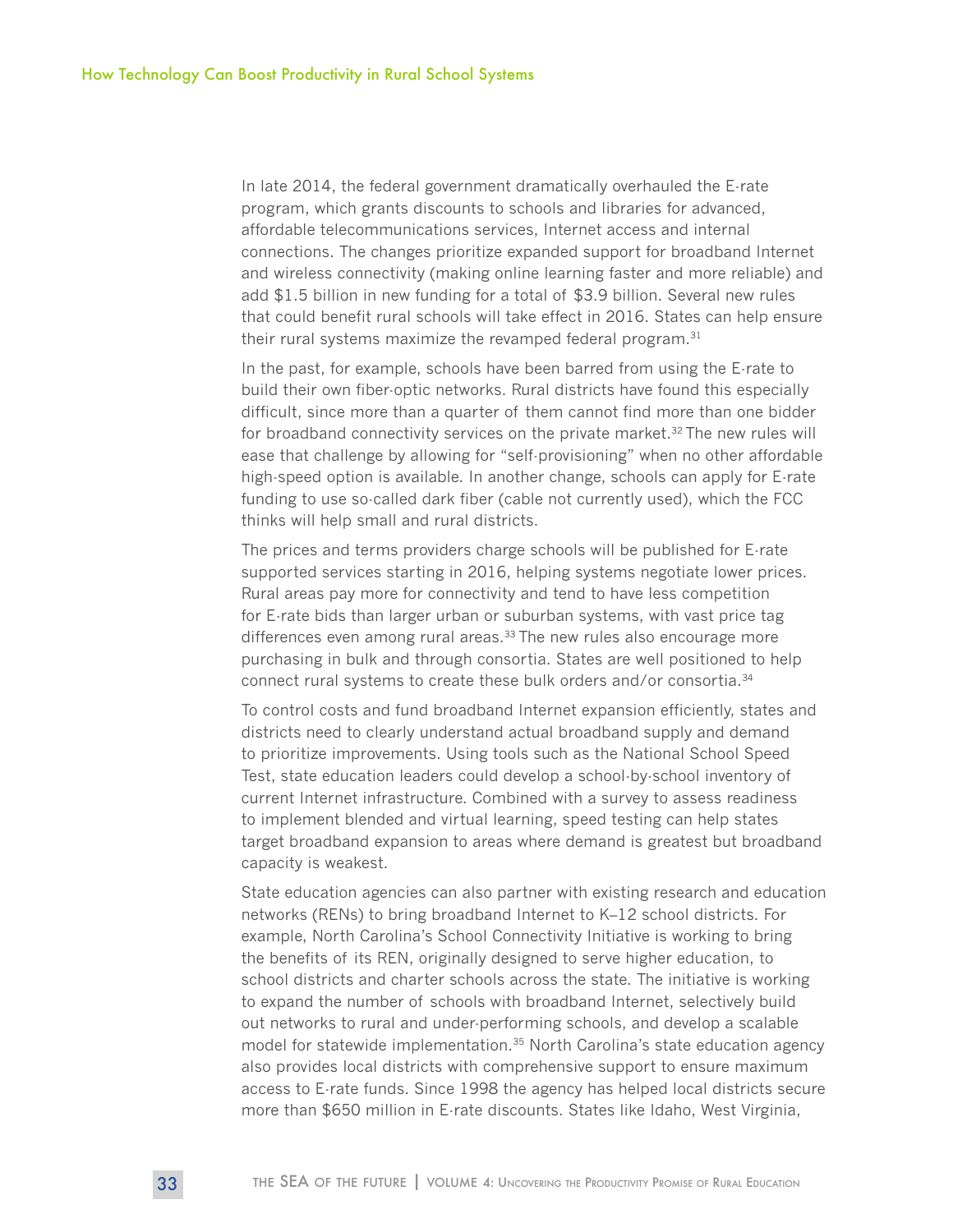In late 2014, the federal government dramatically overhauled the E-rate program, which grants discounts to schools and libraries for advanced, affordable telecommunications services, Internet access and internal connections. The changes prioritize expanded support for broadband Internet and wireless connectivity (making online learning faster and more reliable) and add $1.5 billion in new funding for a total of $3.9 billion. Several new rules that could benefit rural schools will take effect in 2016. States can help ensure their rural systems maximize the revamped federal program.[31]

In the past, for example, schools have been barred from using the E-rate to build their own fiber-optic networks. Rural districts have found this especially difficult, since more than a quarter of them cannot find more than one bidder for broadband connectivity services on the private market.[32] The new rules will ease that challenge by allowing for "self-provisioning" when no other affordable high-speed option is available. In another change, schools can apply for E-rate funding to use so-called dark fiber (cable not currently used), which the FCC thinks will help small and rural districts.

The prices and terms providers charge schools will be published for E-rate supported services starting in 2016, helping systems negotiate lower prices. Rural areas pay more for connectivity and tend to have less competition for E-rate bids than larger urban or suburban systems, with vast price tag differences even among rural areas.[33] The new rules also encourage more purchasing in bulk and through consortia. States are well positioned to help connect rural systems to create these bulk orders and/or consortia.[34]

To control costs and fund broadband Internet expansion efficiently, states and districts need to clearly understand actual broadband supply and demand to prioritize improvements. Using tools such as the National School Speed Test, state education leaders could develop a school-by-school inventory of current Internet infrastructure. Combined with a survey to assess readiness to implement blended and virtual learning, speed testing can help states target broadband expansion to areas where demand is greatest but broadband capacity is weakest.

State education agencies can also partner with existing research and education networks (RENs) to bring broadband Internet to K–12 school districts. For example, North Carolina's School Connectivity Initiative is working to bring the benefits of its REN, originally designed to serve higher education, to school districts and charter schools across the state. The initiative is working to expand the number of schools with broadband Internet, selectively build out networks to rural and under-performing schools, and develop a scalable model for statewide implementation.[35] North Carolina's state education agency also provides local districts with comprehensive support to ensure maximum access to E-rate funds. Since 1998 the agency has helped local districts secure more than $650 million in E-rate discounts. States like Idaho, West Virginia,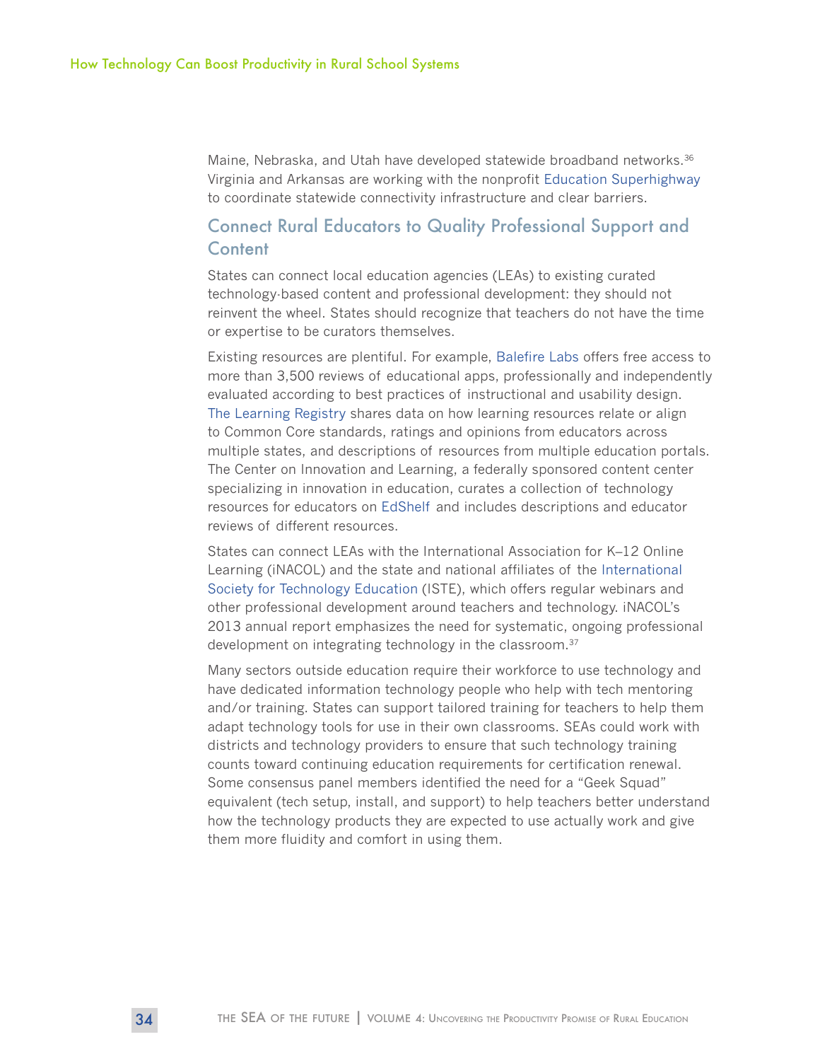Maine, Nebraska, and Utah have developed statewide broadband networks.[36] Virginia and Arkansas are working with the nonprofit Education Superhighway to coordinate statewide connectivity infrastructure and clear barriers.

## Connect Rural Educators to Quality Professional Support and Content

States can connect local education agencies (LEAs) to existing curated technology-based content and professional development: they should not reinvent the wheel. States should recognize that teachers do not have the time or expertise to be curators themselves.

Existing resources are plentiful. For example, Balefire Labs offers free access to more than 3,500 reviews of educational apps, professionally and independently evaluated according to best practices of instructional and usability design. The Learning Registry shares data on how learning resources relate or align to Common Core standards, ratings and opinions from educators across multiple states, and descriptions of resources from multiple education portals. The Center on Innovation and Learning, a federally sponsored content center specializing in innovation in education, curates a collection of technology resources for educators on EdShelf and includes descriptions and educator reviews of different resources.

States can connect LEAs with the International Association for K–12 Online Learning (iNACOL) and the state and national affiliates of the International Society for Technology Education (ISTE), which offers regular webinars and other professional development around teachers and technology. iNACOL's 2013 annual report emphasizes the need for systematic, ongoing professional development on integrating technology in the classroom.[37]

Many sectors outside education require their workforce to use technology and have dedicated information technology people who help with tech mentoring and/or training. States can support tailored training for teachers to help them adapt technology tools for use in their own classrooms. SEAs could work with districts and technology providers to ensure that such technology training counts toward continuing education requirements for certification renewal. Some consensus panel members identified the need for a "Geek Squad" equivalent (tech setup, install, and support) to help teachers better understand how the technology products they are expected to use actually work and give them more fluidity and comfort in using them.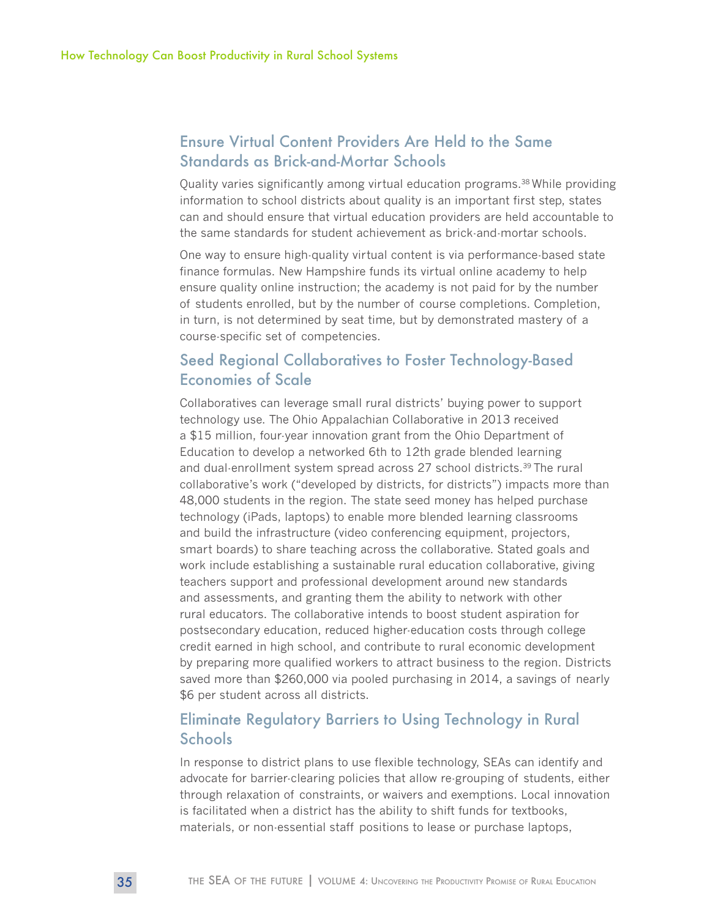## Ensure Virtual Content Providers Are Held to the Same Standards as Brick-and-Mortar Schools

Quality varies significantly among virtual education programs.[38] While providing information to school districts about quality is an important first step, states can and should ensure that virtual education providers are held accountable to the same standards for student achievement as brick-and-mortar schools.

One way to ensure high-quality virtual content is via performance-based state finance formulas. New Hampshire funds its virtual online academy to help ensure quality online instruction; the academy is not paid for by the number of students enrolled, but by the number of course completions. Completion, in turn, is not determined by seat time, but by demonstrated mastery of a course-specific set of competencies.

## Seed Regional Collaboratives to Foster Technology-Based Economies of Scale

Collaboratives can leverage small rural districts' buying power to support technology use. The Ohio Appalachian Collaborative in 2013 received a $15 million, four-year innovation grant from the Ohio Department of Education to develop a networked 6th to 12th grade blended learning and dual-enrollment system spread across 27 school districts.[39] The rural collaborative's work ("developed by districts, for districts") impacts more than 48,000 students in the region. The state seed money has helped purchase technology (iPads, laptops) to enable more blended learning classrooms and build the infrastructure (video conferencing equipment, projectors, smart boards) to share teaching across the collaborative. Stated goals and work include establishing a sustainable rural education collaborative, giving teachers support and professional development around new standards and assessments, and granting them the ability to network with other rural educators. The collaborative intends to boost student aspiration for postsecondary education, reduced higher-education costs through college credit earned in high school, and contribute to rural economic development by preparing more qualified workers to attract business to the region. Districts saved more than $260,000 via pooled purchasing in 2014, a savings of nearly $6 per student across all districts.

## Eliminate Regulatory Barriers to Using Technology in Rural Schools

In response to district plans to use flexible technology, SEAs can identify and advocate for barrier-clearing policies that allow re-grouping of students, either through relaxation of constraints, or waivers and exemptions. Local innovation is facilitated when a district has the ability to shift funds for textbooks, materials, or non-essential staff positions to lease or purchase laptops,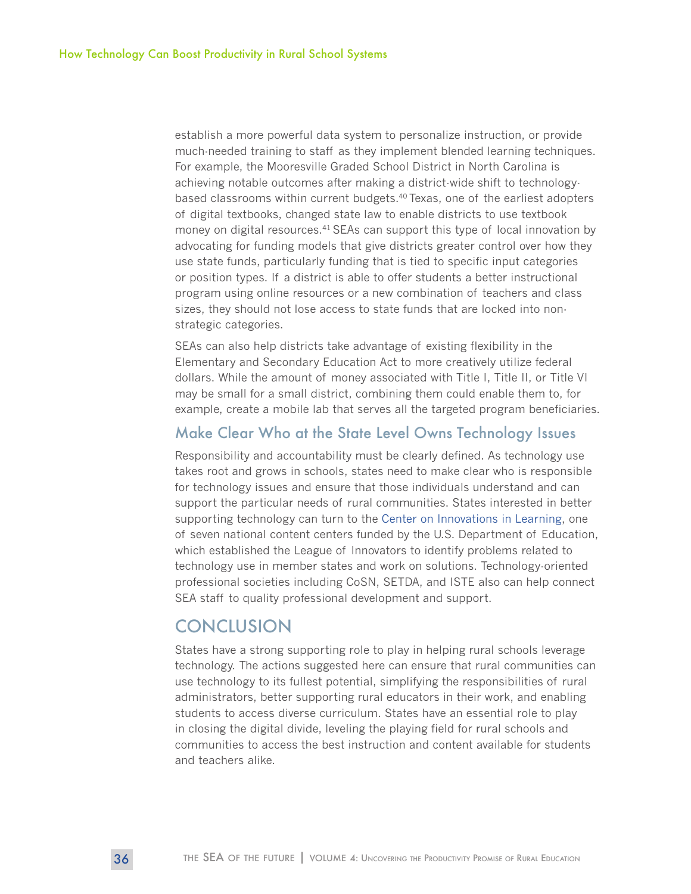establish a more powerful data system to personalize instruction, or provide much-needed training to staff as they implement blended learning techniques. For example, the Mooresville Graded School District in North Carolina is achieving notable outcomes after making a district-wide shift to technology-based classrooms within current budgets.[40] Texas, one of the earliest adopters of digital textbooks, changed state law to enable districts to use textbook money on digital resources.[41] SEAs can support this type of local innovation by advocating for funding models that give districts greater control over how they use state funds, particularly funding that is tied to specific input categories or position types. If a district is able to offer students a better instructional program using online resources or a new combination of teachers and class sizes, they should not lose access to state funds that are locked into non-strategic categories.

SEAs can also help districts take advantage of existing flexibility in the Elementary and Secondary Education Act to more creatively utilize federal dollars. While the amount of money associated with Title I, Title II, or Title VI may be small for a small district, combining them could enable them to, for example, create a mobile lab that serves all the targeted program beneficiaries.

### Make Clear Who at the State Level Owns Technology Issues

Responsibility and accountability must be clearly defined. As technology use takes root and grows in schools, states need to make clear who is responsible for technology issues and ensure that those individuals understand and can support the particular needs of rural communities. States interested in better supporting technology can turn to the Center on Innovations in Learning, one of seven national content centers funded by the U.S. Department of Education, which established the League of Innovators to identify problems related to technology use in member states and work on solutions. Technology-oriented professional societies including CoSN, SETDA, and ISTE also can help connect SEA staff to quality professional development and support.

## CONCLUSION

States have a strong supporting role to play in helping rural schools leverage technology. The actions suggested here can ensure that rural communities can use technology to its fullest potential, simplifying the responsibilities of rural administrators, better supporting rural educators in their work, and enabling students to access diverse curriculum. States have an essential role to play in closing the digital divide, leveling the playing field for rural schools and communities to access the best instruction and content available for students and teachers alike.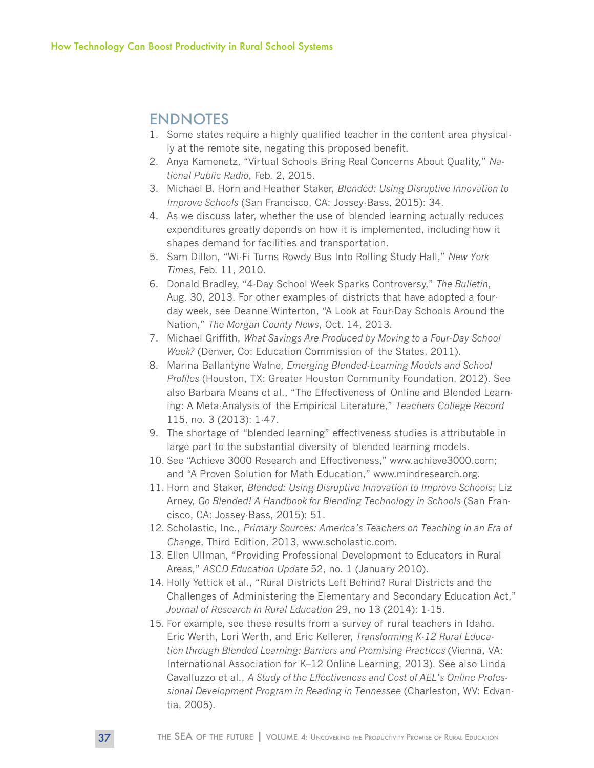## ENDNOTES

1. Some states require a highly qualified teacher in the content area physically at the remote site, negating this proposed benefit.
2. Anya Kamenetz, "Virtual Schools Bring Real Concerns About Quality," *National Public Radio*, Feb. 2, 2015.
3. Michael B. Horn and Heather Staker, *Blended: Using Disruptive Innovation to Improve Schools* (San Francisco, CA: Jossey-Bass, 2015): 34.
4. As we discuss later, whether the use of blended learning actually reduces expenditures greatly depends on how it is implemented, including how it shapes demand for facilities and transportation.
5. Sam Dillon, "Wi-Fi Turns Rowdy Bus Into Rolling Study Hall," *New York Times*, Feb. 11, 2010.
6. Donald Bradley, "4-Day School Week Sparks Controversy," *The Bulletin*, Aug. 30, 2013. For other examples of districts that have adopted a four-day week, see Deanne Winterton, "A Look at Four-Day Schools Around the Nation," *The Morgan County News*, Oct. 14, 2013.
7. Michael Griffith, *What Savings Are Produced by Moving to a Four-Day School Week?* (Denver, Co: Education Commission of the States, 2011).
8. Marina Ballantyne Walne, *Emerging Blended-Learning Models and School Profiles* (Houston, TX: Greater Houston Community Foundation, 2012). See also Barbara Means et al., "The Effectiveness of Online and Blended Learning: A Meta-Analysis of the Empirical Literature," *Teachers College Record* 115, no. 3 (2013): 1-47.
9. The shortage of "blended learning" effectiveness studies is attributable in large part to the substantial diversity of blended learning models.
10. See "Achieve 3000 Research and Effectiveness," www.achieve3000.com; and "A Proven Solution for Math Education," www.mindresearch.org.
11. Horn and Staker, *Blended: Using Disruptive Innovation to Improve Schools*; Liz Arney, *Go Blended! A Handbook for Blending Technology in Schools* (San Francisco, CA: Jossey-Bass, 2015): 51.
12. Scholastic, Inc., *Primary Sources: America's Teachers on Teaching in an Era of Change*, Third Edition, 2013, www.scholastic.com.
13. Ellen Ullman, "Providing Professional Development to Educators in Rural Areas," *ASCD Education Update* 52, no. 1 (January 2010).
14. Holly Yettick et al., "Rural Districts Left Behind? Rural Districts and the Challenges of Administering the Elementary and Secondary Education Act," *Journal of Research in Rural Education* 29, no 13 (2014): 1-15.
15. For example, see these results from a survey of rural teachers in Idaho. Eric Werth, Lori Werth, and Eric Kellerer, *Transforming K-12 Rural Education through Blended Learning: Barriers and Promising Practices* (Vienna, VA: International Association for K–12 Online Learning, 2013). See also Linda Cavalluzzo et al., *A Study of the Effectiveness and Cost of AEL's Online Professional Development Program in Reading in Tennessee* (Charleston, WV: Edvantia, 2005).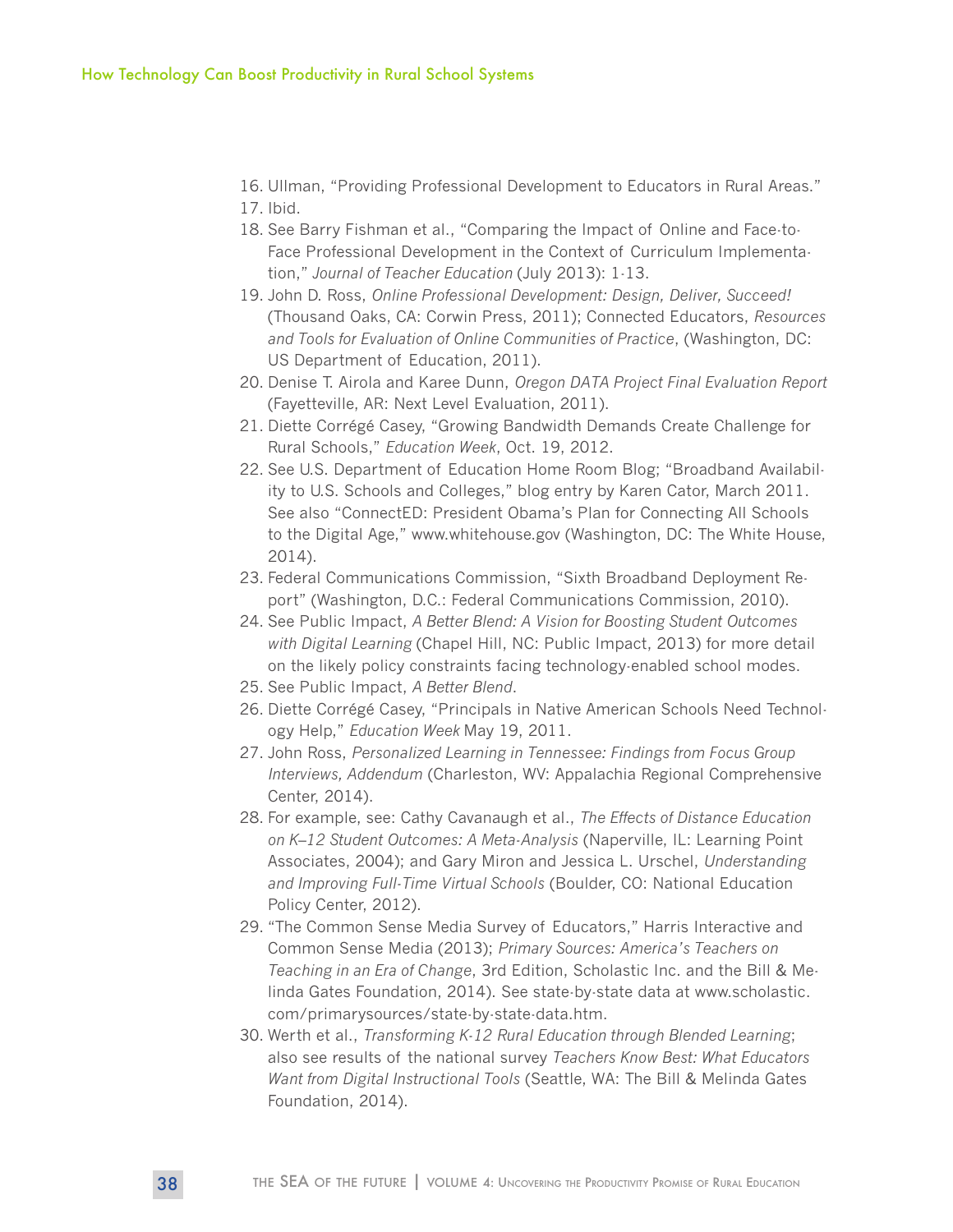16. Ullman, "Providing Professional Development to Educators in Rural Areas."
17. Ibid.
18. See Barry Fishman et al., "Comparing the Impact of Online and Face-to-Face Professional Development in the Context of Curriculum Implementation," *Journal of Teacher Education* (July 2013): 1-13.
19. John D. Ross, *Online Professional Development: Design, Deliver, Succeed!* (Thousand Oaks, CA: Corwin Press, 2011); Connected Educators, *Resources and Tools for Evaluation of Online Communities of Practice*, (Washington, DC: US Department of Education, 2011).
20. Denise T. Airola and Karee Dunn, *Oregon DATA Project Final Evaluation Report* (Fayetteville, AR: Next Level Evaluation, 2011).
21. Diette Corrégé Casey, "Growing Bandwidth Demands Create Challenge for Rural Schools," *Education Week*, Oct. 19, 2012.
22. See U.S. Department of Education Home Room Blog; "Broadband Availability to U.S. Schools and Colleges," blog entry by Karen Cator, March 2011. See also "ConnectED: President Obama's Plan for Connecting All Schools to the Digital Age," www.whitehouse.gov (Washington, DC: The White House, 2014).
23. Federal Communications Commission, "Sixth Broadband Deployment Report" (Washington, D.C.: Federal Communications Commission, 2010).
24. See Public Impact, *A Better Blend: A Vision for Boosting Student Outcomes with Digital Learning* (Chapel Hill, NC: Public Impact, 2013) for more detail on the likely policy constraints facing technology-enabled school modes.
25. See Public Impact, *A Better Blend*.
26. Diette Corrégé Casey, "Principals in Native American Schools Need Technology Help," *Education Week* May 19, 2011.
27. John Ross, *Personalized Learning in Tennessee: Findings from Focus Group Interviews, Addendum* (Charleston, WV: Appalachia Regional Comprehensive Center, 2014).
28. For example, see: Cathy Cavanaugh et al., *The Effects of Distance Education on K–12 Student Outcomes: A Meta-Analysis* (Naperville, IL: Learning Point Associates, 2004); and Gary Miron and Jessica L. Urschel, *Understanding and Improving Full-Time Virtual Schools* (Boulder, CO: National Education Policy Center, 2012).
29. "The Common Sense Media Survey of Educators," Harris Interactive and Common Sense Media (2013); *Primary Sources: America's Teachers on Teaching in an Era of Change*, 3rd Edition, Scholastic Inc. and the Bill & Melinda Gates Foundation, 2014). See state-by-state data at www.scholastic.com/primarysources/state-by-state-data.htm.
30. Werth et al., *Transforming K-12 Rural Education through Blended Learning*; also see results of the national survey *Teachers Know Best: What Educators Want from Digital Instructional Tools* (Seattle, WA: The Bill & Melinda Gates Foundation, 2014).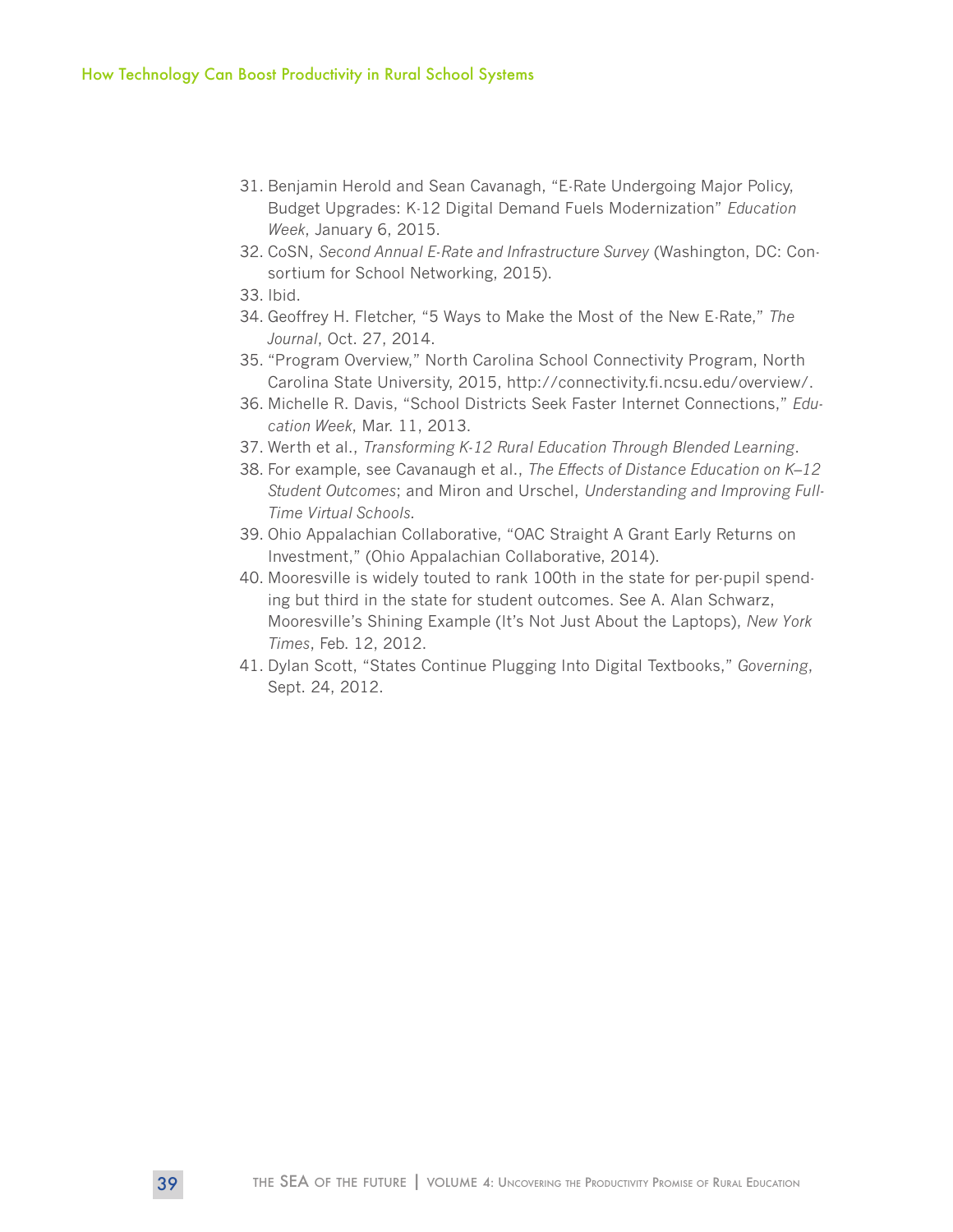31. Benjamin Herold and Sean Cavanagh, "E-Rate Undergoing Major Policy, Budget Upgrades: K-12 Digital Demand Fuels Modernization" *Education Week*, January 6, 2015.
32. CoSN, *Second Annual E-Rate and Infrastructure Survey* (Washington, DC: Consortium for School Networking, 2015).
33. Ibid.
34. Geoffrey H. Fletcher, "5 Ways to Make the Most of the New E-Rate," *The Journal*, Oct. 27, 2014.
35. "Program Overview," North Carolina School Connectivity Program, North Carolina State University, 2015, http://connectivity.fi.ncsu.edu/overview/.
36. Michelle R. Davis, "School Districts Seek Faster Internet Connections," *Education Week*, Mar. 11, 2013.
37. Werth et al., *Transforming K-12 Rural Education Through Blended Learning*.
38. For example, see Cavanaugh et al., *The Effects of Distance Education on K–12 Student Outcomes*; and Miron and Urschel, *Understanding and Improving Full-Time Virtual Schools*.
39. Ohio Appalachian Collaborative, "OAC Straight A Grant Early Returns on Investment," (Ohio Appalachian Collaborative, 2014).
40. Mooresville is widely touted to rank 100th in the state for per-pupil spending but third in the state for student outcomes. See A. Alan Schwarz, Mooresville's Shining Example (It's Not Just About the Laptops), *New York Times*, Feb. 12, 2012.
41. Dylan Scott, "States Continue Plugging Into Digital Textbooks," *Governing*, Sept. 24, 2012.